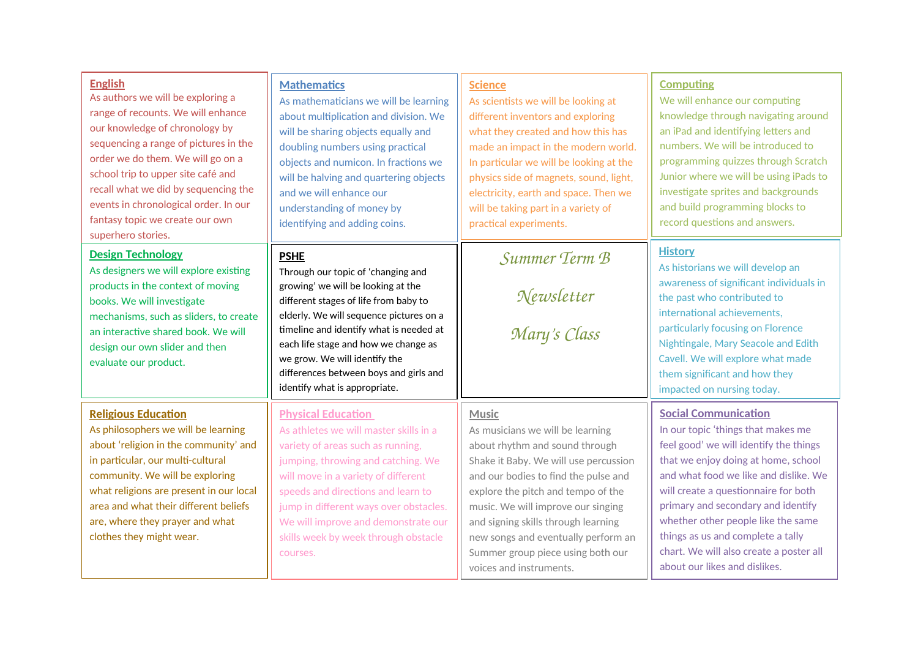# Summer Term B

# Newsletter

# Mary's Class

## English

As authors we will be exploring a range of recounts. We will enhance our knowledge of chronology by sequencing a range of pictures in the order we do them. We will go on a school trip to upper site café and recall what we did by sequencing the events in chronological order. In our fantasy topic we create our own superhero stories.

## Mathematics

As mathematicians we will be learning about multiplication and division. We will be sharing objects equally and doubling numbers using practical objects and numicon. In fractions we will be halving and quartering objects and we will enhance our understanding of money by identifying and adding coins.

## Science

As scientists we will be looking at different inventors and exploring what they created and how this has made an impact in the modern world. In particular we will be looking at the physics side of magnets, sound, light, electricity, earth and space. Then we will be taking part in a variety of practical experiments.

## Computing

We will enhance our computing knowledge through navigating around an iPad and identifying letters and numbers. We will be introduced to programming quizzes through Scratch Junior where we will be using iPads to investigate sprites and backgrounds and build programming blocks to record questions and answers.

## Design Technology

As designers we will explore existing products in the context of moving books. We will investigate mechanisms, such as sliders, to create an interactive shared book. We will design our own slider and then evaluate our product.

## PSHE

Through our topic of 'changing and growing' we will be looking at the different stages of life from baby to elderly. We will sequence pictures on a timeline and identify what is needed at each life stage and how we change as we grow. We will identify the differences between boys and girls and identify what is appropriate.

## History

As historians we will develop an awareness of significant individuals in the past who contributed to international achievements, particularly focusing on Florence Nightingale, Mary Seacole and Edith Cavell. We will explore what made them significant and how they impacted on nursing today.

## Religious Education

As philosophers we will be learning about 'religion in the community' and in particular, our multi-cultural community. We will be exploring what religions are present in our local area and what their different beliefs are, where they prayer and what clothes they might wear.

## Physical Education

As athletes we will master skills in a variety of areas such as running, jumping, throwing and catching. We will move in a variety of different speeds and directions and learn to jump in different ways over obstacles. We will improve and demonstrate our skills week by week through obstacle courses.

## Music

As musicians we will be learning about rhythm and sound through Shake it Baby. We will use percussion and our bodies to find the pulse and explore the pitch and tempo of the music. We will improve our singing and signing skills through learning new songs and eventually perform an Summer group piece using both our voices and instruments.

## Social Communication

In our topic 'things that makes me feel good' we will identify the things that we enjoy doing at home, school and what food we like and dislike. We will create a questionnaire for both primary and secondary and identify whether other people like the same things as us and complete a tally chart. We will also create a poster all about our likes and dislikes.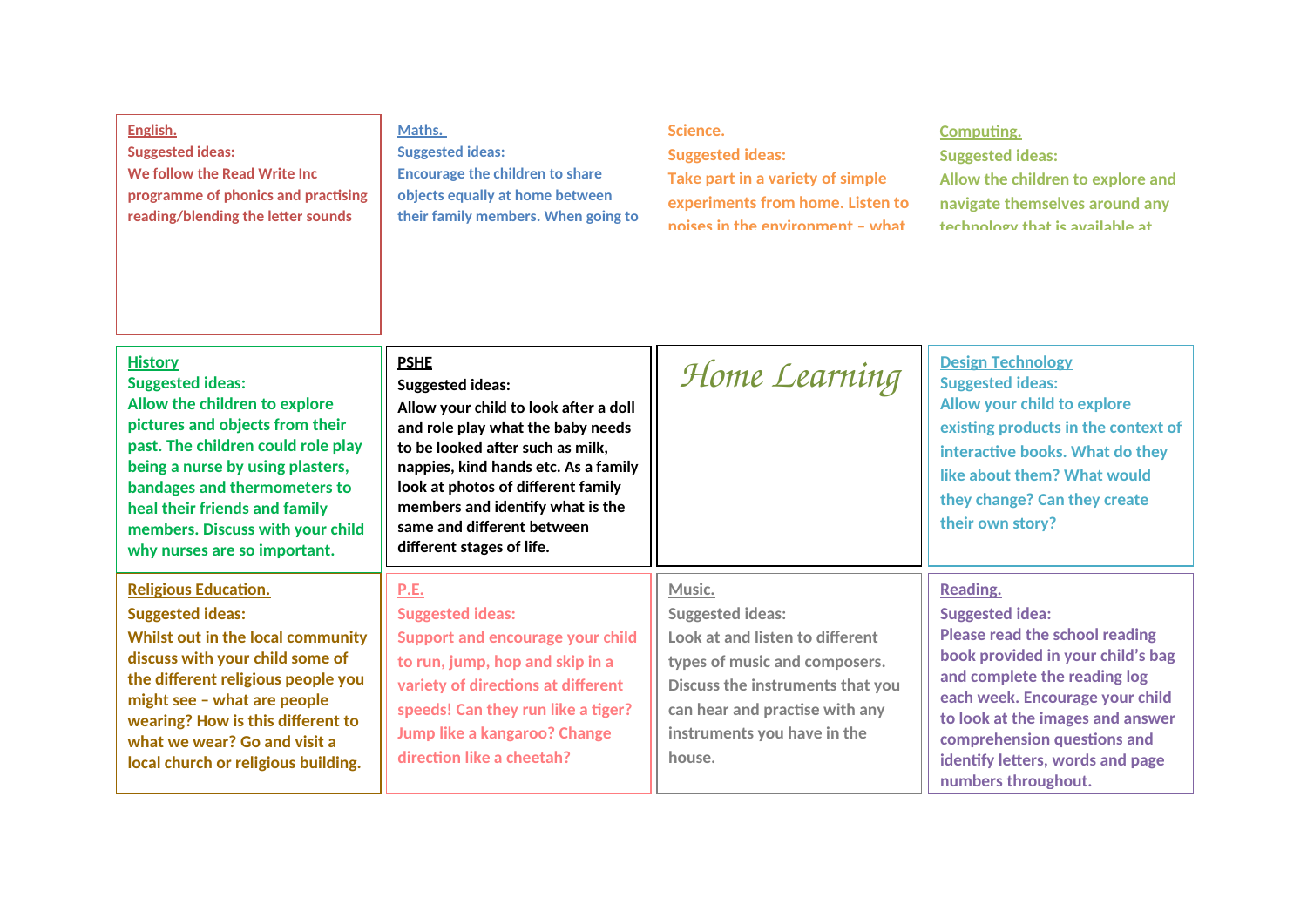## English.

Suggested ideas:

We follow the Read Write Inc programme of phonics and practising reading/blending the letter sounds

## Maths.

Suggested ideas:

Encourage the children to share objects equally at home between their family members. When going to

## Science.

Suggested ideas:

Take part in a variety of simple experiments from home. Listen to noises in the environment – what

## Computing.

Suggested ideas:

Allow the children to explore and navigate themselves around any technology that is available at

## History

Suggested ideas:

Allow the children to explore pictures and objects from their past. The children could role play being a nurse by using plasters, bandages and thermometers to heal their friends and family members. Discuss with your child why nurses are so important.

## PSHE

Suggested ideas:

Allow your child to look after a doll and role play what the baby needs to be looked after such as milk, nappies, kind hands etc. As a family look at photos of different family members and identify what is the same and different between different stages of life.

# *Home Learning*

## Design Technology

Suggested ideas:

Allow your child to explore existing products in the context of interactive books. What do they like about them? What would they change? Can they create their own story?

## Religious Education.

Suggested ideas:

Whilst out in the local community discuss with your child some of the different religious people you might see – what are people wearing? How is this different to what we wear? Go and visit a local church or religious building.

## P.E.

Suggested ideas:

Support and encourage your child to run, jump, hop and skip in a variety of directions at different speeds! Can they run like a tiger? Jump like a kangaroo? Change direction like a cheetah?

## Music.

Suggested ideas:

Look at and listen to different types of music and composers. Discuss the instruments that you can hear and practise with any instruments you have in the house.

## Reading.

Suggested idea:

Please read the school reading book provided in your child's bag and complete the reading log each week. Encourage your child to look at the images and answer comprehension questions and identify letters, words and page numbers throughout.